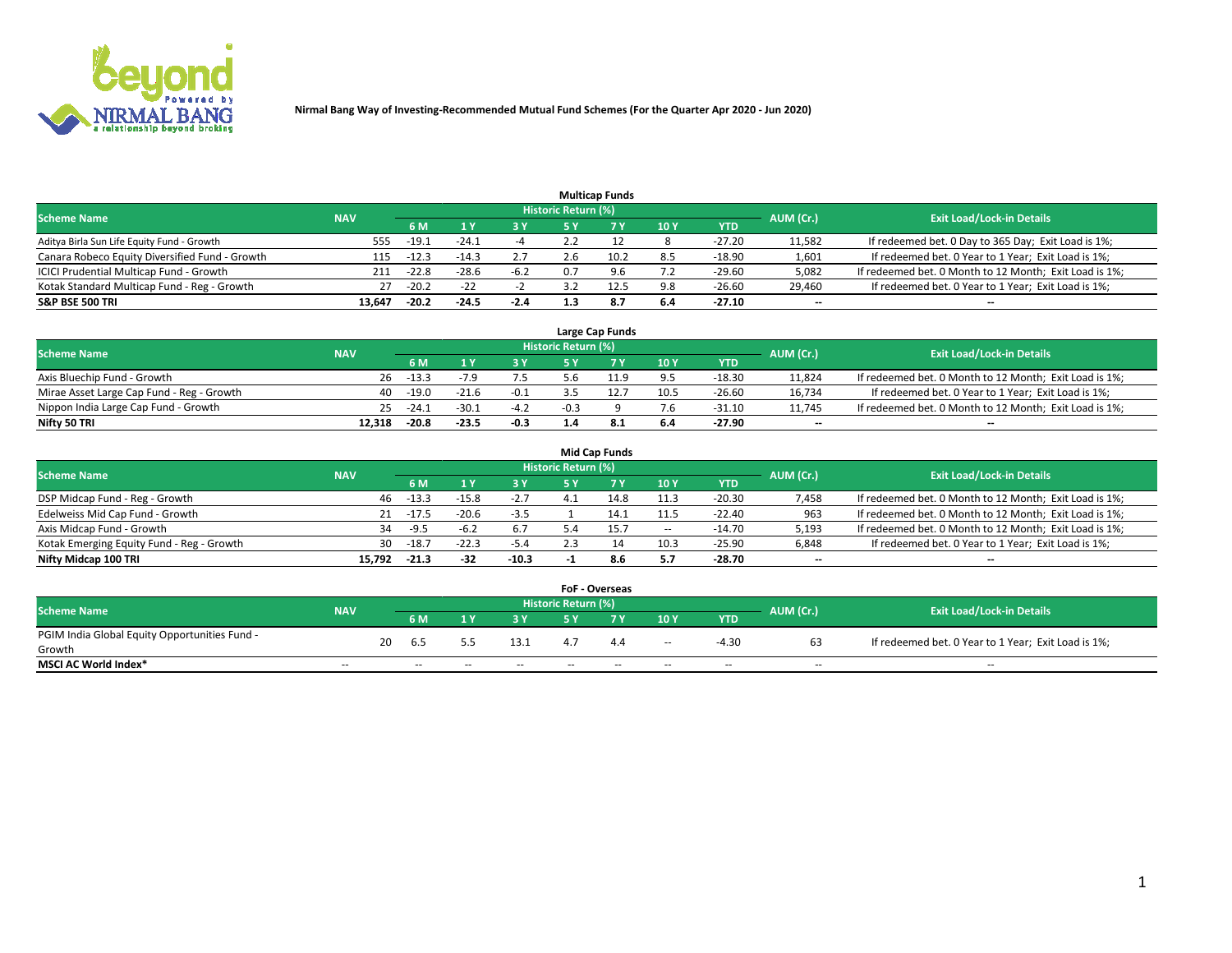**Nirmal Bang Way of Investing-Recommended Mutual Fund Schemes (For the Quarter Apr 2020 - Jun 2020)**

### Multicap Funds

| Scheme Name | NAV | Historic Return (%) | | | | | | | AUM (Cr.) | Exit Load/Lock-in Details |
|---|---|---|---|---|---|---|---|---|---|---|
| | | 6 M | 1 Y | 3 Y | 5 Y | 7 Y | 10 Y | YTD | | |
| Aditya Birla Sun Life Equity Fund - Growth | 555 | -19.1 | -24.1 | -4 | 2.2 | 12 | 8 | -27.20 | 11,582 | If redeemed bet. 0 Day to 365 Day; Exit Load is 1%; |
| Canara Robeco Equity Diversified Fund - Growth | 115 | -12.3 | -14.3 | 2.7 | 2.6 | 10.2 | 8.5 | -18.90 | 1,601 | If redeemed bet. 0 Year to 1 Year; Exit Load is 1%; |
| ICICI Prudential Multicap Fund - Growth | 211 | -22.8 | -28.6 | -6.2 | 0.7 | 9.6 | 7.2 | -29.60 | 5,082 | If redeemed bet. 0 Month to 12 Month; Exit Load is 1%; |
| Kotak Standard Multicap Fund - Reg - Growth | 27 | -20.2 | -22 | -2 | 3.2 | 12.5 | 9.8 | -26.60 | 29,460 | If redeemed bet. 0 Year to 1 Year; Exit Load is 1%; |
| **S&P BSE 500 TRI** | **13,647** | **-20.2** | **-24.5** | **-2.4** | **1.3** | **8.7** | **6.4** | **-27.10** | **--** | **--** |

### Large Cap Funds

| Scheme Name | NAV | Historic Return (%) | | | | | | | AUM (Cr.) | Exit Load/Lock-in Details |
|---|---|---|---|---|---|---|---|---|---|---|
| | | 6 M | 1 Y | 3 Y | 5 Y | 7 Y | 10 Y | YTD | | |
| Axis Bluechip Fund - Growth | 26 | -13.3 | -7.9 | 7.5 | 5.6 | 11.9 | 9.5 | -18.30 | 11,824 | If redeemed bet. 0 Month to 12 Month; Exit Load is 1%; |
| Mirae Asset Large Cap Fund - Reg - Growth | 40 | -19.0 | -21.6 | -0.1 | 3.5 | 12.7 | 10.5 | -26.60 | 16,734 | If redeemed bet. 0 Year to 1 Year; Exit Load is 1%; |
| Nippon India Large Cap Fund - Growth | 25 | -24.1 | -30.1 | -4.2 | -0.3 | 9 | 7.6 | -31.10 | 11,745 | If redeemed bet. 0 Month to 12 Month; Exit Load is 1%; |
| **Nifty 50 TRI** | **12,318** | **-20.8** | **-23.5** | **-0.3** | **1.4** | **8.1** | **6.4** | **-27.90** | **--** | **--** |

### Mid Cap Funds

| Scheme Name | NAV | Historic Return (%) | | | | | | | AUM (Cr.) | Exit Load/Lock-in Details |
|---|---|---|---|---|---|---|---|---|---|---|
| | | 6 M | 1 Y | 3 Y | 5 Y | 7 Y | 10 Y | YTD | | |
| DSP Midcap Fund - Reg - Growth | 46 | -13.3 | -15.8 | -2.7 | 4.1 | 14.8 | 11.3 | -20.30 | 7,458 | If redeemed bet. 0 Month to 12 Month; Exit Load is 1%; |
| Edelweiss Mid Cap Fund - Growth | 21 | -17.5 | -20.6 | -3.5 | 1 | 14.1 | 11.5 | -22.40 | 963 | If redeemed bet. 0 Month to 12 Month; Exit Load is 1%; |
| Axis Midcap Fund - Growth | 34 | -9.5 | -6.2 | 6.7 | 5.4 | 15.7 | -- | -14.70 | 5,193 | If redeemed bet. 0 Month to 12 Month; Exit Load is 1%; |
| Kotak Emerging Equity Fund - Reg - Growth | 30 | -18.7 | -22.3 | -5.4 | 2.3 | 14 | 10.3 | -25.90 | 6,848 | If redeemed bet. 0 Year to 1 Year; Exit Load is 1%; |
| **Nifty Midcap 100 TRI** | **15,792** | **-21.3** | **-32** | **-10.3** | **-1** | **8.6** | **5.7** | **-28.70** | **--** | **--** |

### FoF - Overseas

| Scheme Name | NAV | Historic Return (%) | | | | | | | AUM (Cr.) | Exit Load/Lock-in Details |
|---|---|---|---|---|---|---|---|---|---|---|
| | | 6 M | 1 Y | 3 Y | 5 Y | 7 Y | 10 Y | YTD | | |
| PGIM India Global Equity Opportunities Fund - Growth | 20 | 6.5 | 5.5 | 13.1 | 4.7 | 4.4 | -- | -4.30 | 63 | If redeemed bet. 0 Year to 1 Year; Exit Load is 1%; |
| **MSCI AC World Index*** | -- | -- | -- | -- | -- | -- | -- | -- | -- | -- |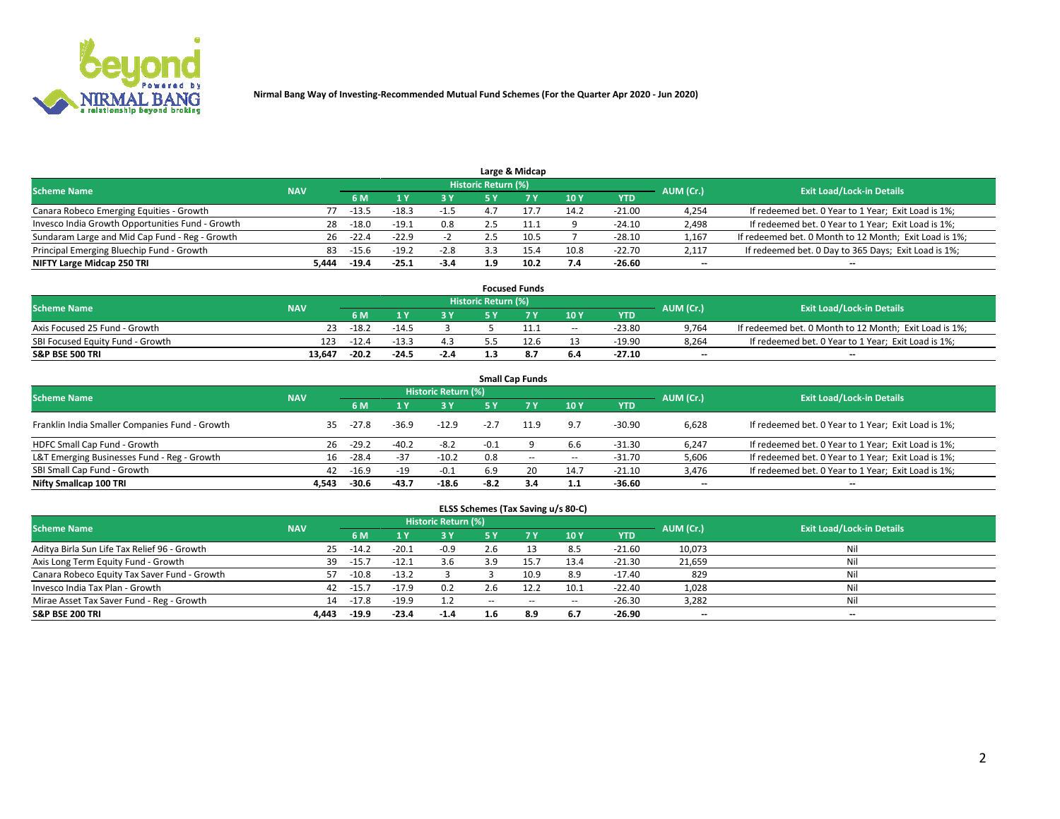# Nirmal Bang Way of Investing-Recommended Mutual Fund Schemes (For the Quarter Apr 2020 - Jun 2020)

## Large & Midcap

| Scheme Name | NAV | Historic Return (%) | | | | | | | AUM (Cr.) | Exit Load/Lock-in Details |
|---|---|---|---|---|---|---|---|---|---|---|
| | | 6 M | 1 Y | 3 Y | 5 Y | 7 Y | 10 Y | YTD | | |
| Canara Robeco Emerging Equities - Growth | 77 | -13.5 | -18.3 | -1.5 | 4.7 | 17.7 | 14.2 | -21.00 | 4,254 | If redeemed bet. 0 Year to 1 Year; Exit Load is 1%; |
| Invesco India Growth Opportunities Fund - Growth | 28 | -18.0 | -19.1 | 0.8 | 2.5 | 11.1 | 9 | -24.10 | 2,498 | If redeemed bet. 0 Year to 1 Year; Exit Load is 1%; |
| Sundaram Large and Mid Cap Fund - Reg - Growth | 26 | -22.4 | -22.9 | -2 | 2.5 | 10.5 | 7 | -28.10 | 1,167 | If redeemed bet. 0 Month to 12 Month; Exit Load is 1%; |
| Principal Emerging Bluechip Fund - Growth | 83 | -15.6 | -19.2 | -2.8 | 3.3 | 15.4 | 10.8 | -22.70 | 2,117 | If redeemed bet. 0 Day to 365 Days; Exit Load is 1%; |
| **NIFTY Large Midcap 250 TRI** | **5,444** | **-19.4** | **-25.1** | **-3.4** | **1.9** | **10.2** | **7.4** | **-26.60** | **--** | **--** |

## Focused Funds

| Scheme Name | NAV | Historic Return (%) | | | | | | | AUM (Cr.) | Exit Load/Lock-in Details |
|---|---|---|---|---|---|---|---|---|---|---|
| | | 6 M | 1 Y | 3 Y | 5 Y | 7 Y | 10 Y | YTD | | |
| Axis Focused 25 Fund - Growth | 23 | -18.2 | -14.5 | 3 | 5 | 11.1 | -- | -23.80 | 9,764 | If redeemed bet. 0 Month to 12 Month; Exit Load is 1%; |
| SBI Focused Equity Fund - Growth | 123 | -12.4 | -13.3 | 4.3 | 5.5 | 12.6 | 13 | -19.90 | 8,264 | If redeemed bet. 0 Year to 1 Year; Exit Load is 1%; |
| **S&P BSE 500 TRI** | **13,647** | **-20.2** | **-24.5** | **-2.4** | **1.3** | **8.7** | **6.4** | **-27.10** | **--** | **--** |

## Small Cap Funds

| Scheme Name | NAV | Historic Return (%) | | | | | | | AUM (Cr.) | Exit Load/Lock-in Details |
|---|---|---|---|---|---|---|---|---|---|---|
| | | 6 M | 1 Y | 3 Y | 5 Y | 7 Y | 10 Y | YTD | | |
| Franklin India Smaller Companies Fund - Growth | 35 | -27.8 | -36.9 | -12.9 | -2.7 | 11.9 | 9.7 | -30.90 | 6,628 | If redeemed bet. 0 Year to 1 Year; Exit Load is 1%; |
| HDFC Small Cap Fund - Growth | 26 | -29.2 | -40.2 | -8.2 | -0.1 | 9 | 6.6 | -31.30 | 6,247 | If redeemed bet. 0 Year to 1 Year; Exit Load is 1%; |
| L&T Emerging Businesses Fund - Reg - Growth | 16 | -28.4 | -37 | -10.2 | 0.8 | -- | -- | -31.70 | 5,606 | If redeemed bet. 0 Year to 1 Year; Exit Load is 1%; |
| SBI Small Cap Fund - Growth | 42 | -16.9 | -19 | -0.1 | 6.9 | 20 | 14.7 | -21.10 | 3,476 | If redeemed bet. 0 Year to 1 Year; Exit Load is 1%; |
| **Nifty Smallcap 100 TRI** | **4,543** | **-30.6** | **-43.7** | **-18.6** | **-8.2** | **3.4** | **1.1** | **-36.60** | **--** | **--** |

## ELSS Schemes (Tax Saving u/s 80-C)

| Scheme Name | NAV | Historic Return (%) | | | | | | | AUM (Cr.) | Exit Load/Lock-in Details |
|---|---|---|---|---|---|---|---|---|---|---|
| | | 6 M | 1 Y | 3 Y | 5 Y | 7 Y | 10 Y | YTD | | |
| Aditya Birla Sun Life Tax Relief 96 - Growth | 25 | -14.2 | -20.1 | -0.9 | 2.6 | 13 | 8.5 | -21.60 | 10,073 | Nil |
| Axis Long Term Equity Fund - Growth | 39 | -15.7 | -12.1 | 3.6 | 3.9 | 15.7 | 13.4 | -21.30 | 21,659 | Nil |
| Canara Robeco Equity Tax Saver Fund - Growth | 57 | -10.8 | -13.2 | 3 | 3 | 10.9 | 8.9 | -17.40 | 829 | Nil |
| Invesco India Tax Plan - Growth | 42 | -15.7 | -17.9 | 0.2 | 2.6 | 12.2 | 10.1 | -22.40 | 1,028 | Nil |
| Mirae Asset Tax Saver Fund - Reg - Growth | 14 | -17.8 | -19.9 | 1.2 | -- | -- | -- | -26.30 | 3,282 | Nil |
| **S&P BSE 200 TRI** | **4,443** | **-19.9** | **-23.4** | **-1.4** | **1.6** | **8.9** | **6.7** | **-26.90** | **--** | **--** |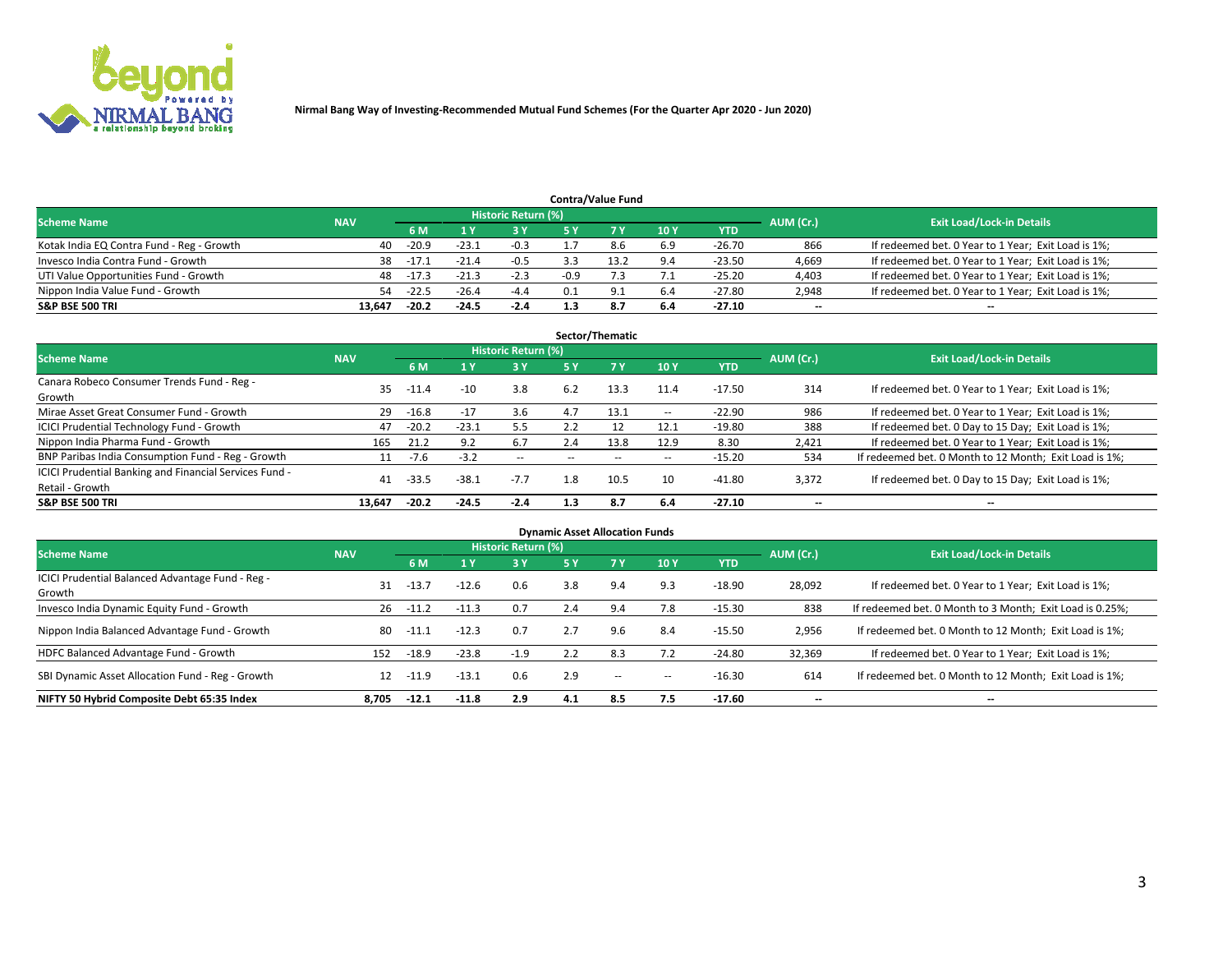Nirmal Bang Way of Investing-Recommended Mutual Fund Schemes (For the Quarter Apr 2020 - Jun 2020)

## Contra/Value Fund

| Scheme Name | NAV | Historic Return (%) | | | | | | | AUM (Cr.) | Exit Load/Lock-in Details |
|---|---|---|---|---|---|---|---|---|---|---|
| | | 6 M | 1 Y | 3 Y | 5 Y | 7 Y | 10 Y | YTD | | |
| Kotak India EQ Contra Fund - Reg - Growth | 40 | -20.9 | -23.1 | -0.3 | 1.7 | 8.6 | 6.9 | -26.70 | 866 | If redeemed bet. 0 Year to 1 Year; Exit Load is 1%; |
| Invesco India Contra Fund - Growth | 38 | -17.1 | -21.4 | -0.5 | 3.3 | 13.2 | 9.4 | -23.50 | 4,669 | If redeemed bet. 0 Year to 1 Year; Exit Load is 1%; |
| UTI Value Opportunities Fund - Growth | 48 | -17.3 | -21.3 | -2.3 | -0.9 | 7.3 | 7.1 | -25.20 | 4,403 | If redeemed bet. 0 Year to 1 Year; Exit Load is 1%; |
| Nippon India Value Fund - Growth | 54 | -22.5 | -26.4 | -4.4 | 0.1 | 9.1 | 6.4 | -27.80 | 2,948 | If redeemed bet. 0 Year to 1 Year; Exit Load is 1%; |
| **S&P BSE 500 TRI** | **13,647** | **-20.2** | **-24.5** | **-2.4** | **1.3** | **8.7** | **6.4** | **-27.10** | **--** | **--** |

## Sector/Thematic

| Scheme Name | NAV | Historic Return (%) | | | | | | | AUM (Cr.) | Exit Load/Lock-in Details |
|---|---|---|---|---|---|---|---|---|---|---|
| | | 6 M | 1 Y | 3 Y | 5 Y | 7 Y | 10 Y | YTD | | |
| Canara Robeco Consumer Trends Fund - Reg - Growth | 35 | -11.4 | -10 | 3.8 | 6.2 | 13.3 | 11.4 | -17.50 | 314 | If redeemed bet. 0 Year to 1 Year; Exit Load is 1%; |
| Mirae Asset Great Consumer Fund - Growth | 29 | -16.8 | -17 | 3.6 | 4.7 | 13.1 | -- | -22.90 | 986 | If redeemed bet. 0 Year to 1 Year; Exit Load is 1%; |
| ICICI Prudential Technology Fund - Growth | 47 | -20.2 | -23.1 | 5.5 | 2.2 | 12 | 12.1 | -19.80 | 388 | If redeemed bet. 0 Day to 15 Day; Exit Load is 1%; |
| Nippon India Pharma Fund - Growth | 165 | 21.2 | 9.2 | 6.7 | 2.4 | 13.8 | 12.9 | 8.30 | 2,421 | If redeemed bet. 0 Year to 1 Year; Exit Load is 1%; |
| BNP Paribas India Consumption Fund - Reg - Growth | 11 | -7.6 | -3.2 | -- | -- | -- | -- | -15.20 | 534 | If redeemed bet. 0 Month to 12 Month; Exit Load is 1%; |
| ICICI Prudential Banking and Financial Services Fund - Retail - Growth | 41 | -33.5 | -38.1 | -7.7 | 1.8 | 10.5 | 10 | -41.80 | 3,372 | If redeemed bet. 0 Day to 15 Day; Exit Load is 1%; |
| **S&P BSE 500 TRI** | **13,647** | **-20.2** | **-24.5** | **-2.4** | **1.3** | **8.7** | **6.4** | **-27.10** | **--** | **--** |

## Dynamic Asset Allocation Funds

| Scheme Name | NAV | Historic Return (%) | | | | | | | AUM (Cr.) | Exit Load/Lock-in Details |
|---|---|---|---|---|---|---|---|---|---|---|
| | | 6 M | 1 Y | 3 Y | 5 Y | 7 Y | 10 Y | YTD | | |
| ICICI Prudential Balanced Advantage Fund - Reg - Growth | 31 | -13.7 | -12.6 | 0.6 | 3.8 | 9.4 | 9.3 | -18.90 | 28,092 | If redeemed bet. 0 Year to 1 Year; Exit Load is 1%; |
| Invesco India Dynamic Equity Fund - Growth | 26 | -11.2 | -11.3 | 0.7 | 2.4 | 9.4 | 7.8 | -15.30 | 838 | If redeemed bet. 0 Month to 3 Month; Exit Load is 0.25%; |
| Nippon India Balanced Advantage Fund - Growth | 80 | -11.1 | -12.3 | 0.7 | 2.7 | 9.6 | 8.4 | -15.50 | 2,956 | If redeemed bet. 0 Month to 12 Month; Exit Load is 1%; |
| HDFC Balanced Advantage Fund - Growth | 152 | -18.9 | -23.8 | -1.9 | 2.2 | 8.3 | 7.2 | -24.80 | 32,369 | If redeemed bet. 0 Year to 1 Year; Exit Load is 1%; |
| SBI Dynamic Asset Allocation Fund - Reg - Growth | 12 | -11.9 | -13.1 | 0.6 | 2.9 | -- | -- | -16.30 | 614 | If redeemed bet. 0 Month to 12 Month; Exit Load is 1%; |
| **NIFTY 50 Hybrid Composite Debt 65:35 Index** | **8,705** | **-12.1** | **-11.8** | **2.9** | **4.1** | **8.5** | **7.5** | **-17.60** | **--** | **--** |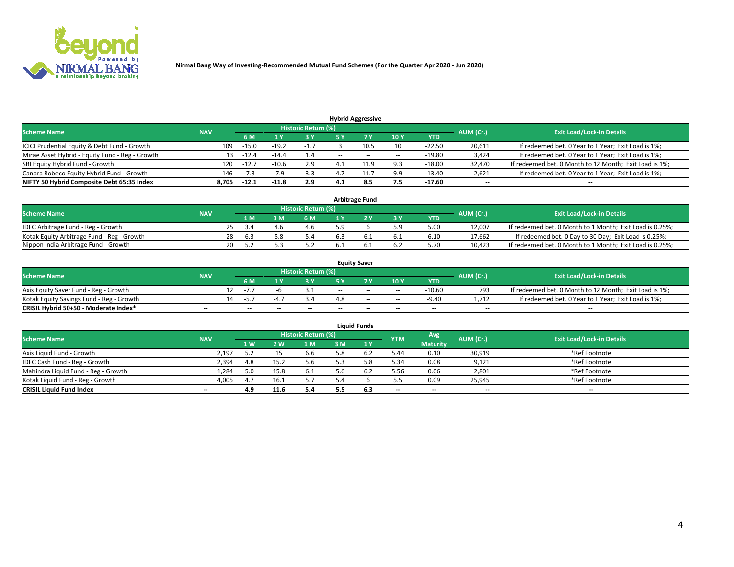Nirmal Bang Way of Investing-Recommended Mutual Fund Schemes (For the Quarter Apr 2020 - Jun 2020)

## Hybrid Aggressive

| Scheme Name | NAV | Historic Return (%) | | | | | | | AUM (Cr.) | Exit Load/Lock-in Details |
|---|---|---|---|---|---|---|---|---|---|---|
| | | 6 M | 1 Y | 3 Y | 5 Y | 7 Y | 10 Y | YTD | | |
| ICICI Prudential Equity & Debt Fund - Growth | 109 | -15.0 | -19.2 | -1.7 | 3 | 10.5 | 10 | -22.50 | 20,611 | If redeemed bet. 0 Year to 1 Year; Exit Load is 1%; |
| Mirae Asset Hybrid - Equity Fund - Reg - Growth | 13 | -12.4 | -14.4 | 1.4 | -- | -- | -- | -19.80 | 3,424 | If redeemed bet. 0 Year to 1 Year; Exit Load is 1%; |
| SBI Equity Hybrid Fund - Growth | 120 | -12.7 | -10.6 | 2.9 | 4.1 | 11.9 | 9.3 | -18.00 | 32,470 | If redeemed bet. 0 Month to 12 Month; Exit Load is 1%; |
| Canara Robeco Equity Hybrid Fund - Growth | 146 | -7.3 | -7.9 | 3.3 | 4.7 | 11.7 | 9.9 | -13.40 | 2,621 | If redeemed bet. 0 Year to 1 Year; Exit Load is 1%; |
| **NIFTY 50 Hybrid Composite Debt 65:35 Index** | **8,705** | **-12.1** | **-11.8** | **2.9** | **4.1** | **8.5** | **7.5** | **-17.60** | **--** | **--** |

## Arbitrage Fund

| Scheme Name | NAV | Historic Return (%) | | | | | | | AUM (Cr.) | Exit Load/Lock-in Details |
|---|---|---|---|---|---|---|---|---|---|---|
| | | 1 M | 3 M | 6 M | 1 Y | 2 Y | 3 Y | YTD | | |
| IDFC Arbitrage Fund - Reg - Growth | 25 | 3.4 | 4.6 | 4.6 | 5.9 | 6 | 5.9 | 5.00 | 12,007 | If redeemed bet. 0 Month to 1 Month; Exit Load is 0.25%; |
| Kotak Equity Arbitrage Fund - Reg - Growth | 28 | 6.3 | 5.8 | 5.4 | 6.3 | 6.1 | 6.1 | 6.10 | 17,662 | If redeemed bet. 0 Day to 30 Day; Exit Load is 0.25%; |
| Nippon India Arbitrage Fund - Growth | 20 | 5.2 | 5.3 | 5.2 | 6.1 | 6.1 | 6.2 | 5.70 | 10,423 | If redeemed bet. 0 Month to 1 Month; Exit Load is 0.25%; |

## Equity Saver

| Scheme Name | NAV | Historic Return (%) | | | | | | | AUM (Cr.) | Exit Load/Lock-in Details |
|---|---|---|---|---|---|---|---|---|---|---|
| | | 6 M | 1 Y | 3 Y | 5 Y | 7 Y | 10 Y | YTD | | |
| Axis Equity Saver Fund - Reg - Growth | 12 | -7.7 | -6 | 3.1 | -- | -- | -- | -10.60 | 793 | If redeemed bet. 0 Month to 12 Month; Exit Load is 1%; |
| Kotak Equity Savings Fund - Reg - Growth | 14 | -5.7 | -4.7 | 3.4 | 4.8 | -- | -- | -9.40 | 1,712 | If redeemed bet. 0 Year to 1 Year; Exit Load is 1%; |
| **CRISIL Hybrid 50+50 - Moderate Index*** | **--** | **--** | **--** | **--** | **--** | **--** | **--** | **--** | **--** | **--** |

## Liquid Funds

| Scheme Name | NAV | Historic Return (%) | | | | | YTM | Avg Maturity | AUM (Cr.) | Exit Load/Lock-in Details |
|---|---|---|---|---|---|---|---|---|---|---|
| | | 1 W | 2 W | 1 M | 3 M | 1 Y | | | | |
| Axis Liquid Fund - Growth | 2,197 | 5.2 | 15 | 6.6 | 5.8 | 6.2 | 5.44 | 0.10 | 30,919 | *Ref Footnote |
| IDFC Cash Fund - Reg - Growth | 2,394 | 4.8 | 15.2 | 5.6 | 5.3 | 5.8 | 5.34 | 0.08 | 9,121 | *Ref Footnote |
| Mahindra Liquid Fund - Reg - Growth | 1,284 | 5.0 | 15.8 | 6.1 | 5.6 | 6.2 | 5.56 | 0.06 | 2,801 | *Ref Footnote |
| Kotak Liquid Fund - Reg - Growth | 4,005 | 4.7 | 16.1 | 5.7 | 5.4 | 6 | 5.5 | 0.09 | 25,945 | *Ref Footnote |
| **CRISIL Liquid Fund Index** | **--** | **4.9** | **11.6** | **5.4** | **5.5** | **6.3** | **--** | **--** | **--** | **--** |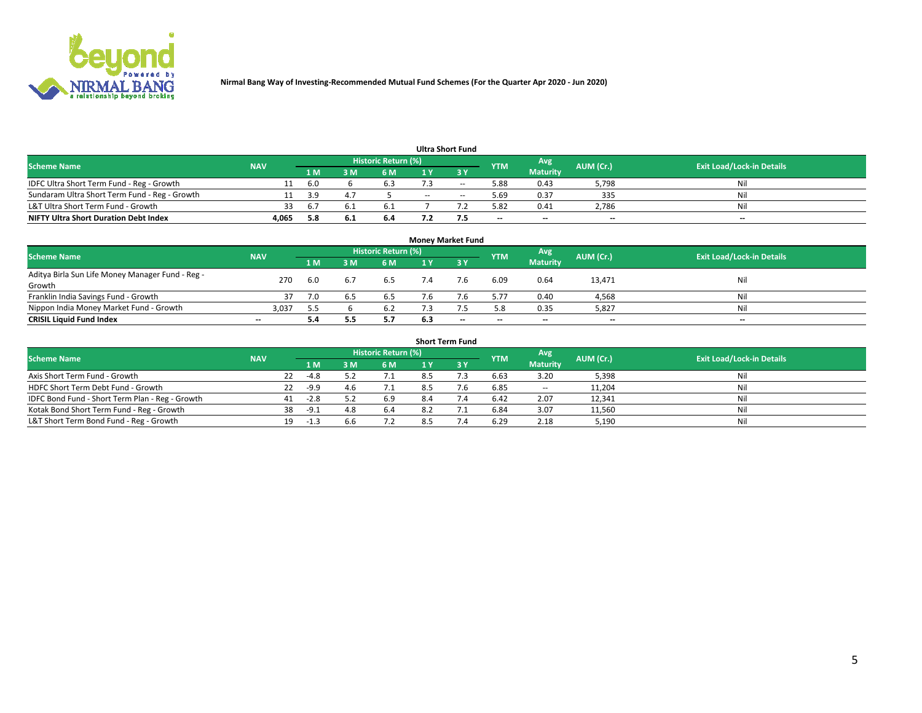Nirmal Bang Way of Investing-Recommended Mutual Fund Schemes (For the Quarter Apr 2020 - Jun 2020)

### Ultra Short Fund

| Scheme Name | NAV | Historic Return (%) | | | | | YTM | Avg Maturity | AUM (Cr.) | Exit Load/Lock-in Details |
|---|---|---|---|---|---|---|---|---|---|---|
| | | 1 M | 3 M | 6 M | 1 Y | 3 Y | | | | |
| IDFC Ultra Short Term Fund - Reg - Growth | 11 | 6.0 | 6 | 6.3 | 7.3 | -- | 5.88 | 0.43 | 5,798 | Nil |
| Sundaram Ultra Short Term Fund - Reg - Growth | 11 | 3.9 | 4.7 | 5 | -- | -- | 5.69 | 0.37 | 335 | Nil |
| L&T Ultra Short Term Fund - Growth | 33 | 6.7 | 6.1 | 6.1 | 7 | 7.2 | 5.82 | 0.41 | 2,786 | Nil |
| **NIFTY Ultra Short Duration Debt Index** | **4,065** | **5.8** | **6.1** | **6.4** | **7.2** | **7.5** | -- | -- | -- | -- |

### Money Market Fund

| Scheme Name | NAV | Historic Return (%) | | | | | YTM | Avg Maturity | AUM (Cr.) | Exit Load/Lock-in Details |
|---|---|---|---|---|---|---|---|---|---|---|
| | | 1 M | 3 M | 6 M | 1 Y | 3 Y | | | | |
| Aditya Birla Sun Life Money Manager Fund - Reg - Growth | 270 | 6.0 | 6.7 | 6.5 | 7.4 | 7.6 | 6.09 | 0.64 | 13,471 | Nil |
| Franklin India Savings Fund - Growth | 37 | 7.0 | 6.5 | 6.5 | 7.6 | 7.6 | 5.77 | 0.40 | 4,568 | Nil |
| Nippon India Money Market Fund - Growth | 3,037 | 5.5 | 6 | 6.2 | 7.3 | 7.5 | 5.8 | 0.35 | 5,827 | Nil |
| **CRISIL Liquid Fund Index** | -- | **5.4** | **5.5** | **5.7** | **6.3** | -- | -- | -- | -- | -- |

### Short Term Fund

| Scheme Name | NAV | Historic Return (%) | | | | | YTM | Avg Maturity | AUM (Cr.) | Exit Load/Lock-in Details |
|---|---|---|---|---|---|---|---|---|---|---|
| | | 1 M | 3 M | 6 M | 1 Y | 3 Y | | | | |
| Axis Short Term Fund - Growth | 22 | -4.8 | 5.2 | 7.1 | 8.5 | 7.3 | 6.63 | 3.20 | 5,398 | Nil |
| HDFC Short Term Debt Fund - Growth | 22 | -9.9 | 4.6 | 7.1 | 8.5 | 7.6 | 6.85 | -- | 11,204 | Nil |
| IDFC Bond Fund - Short Term Plan - Reg - Growth | 41 | -2.8 | 5.2 | 6.9 | 8.4 | 7.4 | 6.42 | 2.07 | 12,341 | Nil |
| Kotak Bond Short Term Fund - Reg - Growth | 38 | -9.1 | 4.8 | 6.4 | 8.2 | 7.1 | 6.84 | 3.07 | 11,560 | Nil |
| L&T Short Term Bond Fund - Reg - Growth | 19 | -1.3 | 6.6 | 7.2 | 8.5 | 7.4 | 6.29 | 2.18 | 5,190 | Nil |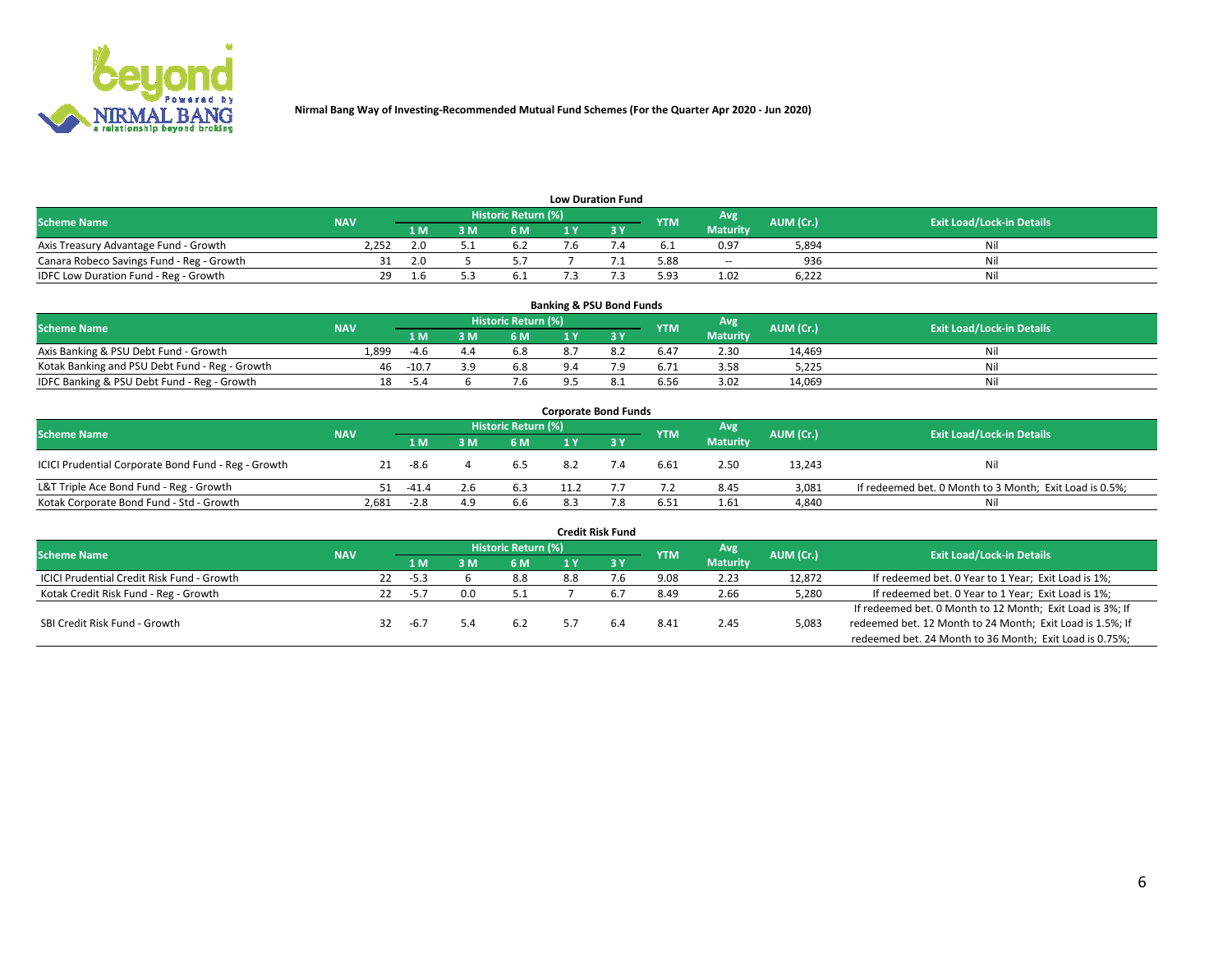Nirmal Bang Way of Investing-Recommended Mutual Fund Schemes (For the Quarter Apr 2020 - Jun 2020)

### Low Duration Fund

| Scheme Name | NAV | Historic Return (%) | | | | | YTM | Avg Maturity | AUM (Cr.) | Exit Load/Lock-in Details |
|---|---|---|---|---|---|---|---|---|---|---|
| | | 1 M | 3 M | 6 M | 1 Y | 3 Y | | | | |
| Axis Treasury Advantage Fund - Growth | 2,252 | 2.0 | 5.1 | 6.2 | 7.6 | 7.4 | 6.1 | 0.97 | 5,894 | Nil |
| Canara Robeco Savings Fund - Reg - Growth | 31 | 2.0 | 5 | 5.7 | 7 | 7.1 | 5.88 | -- | 936 | Nil |
| IDFC Low Duration Fund - Reg - Growth | 29 | 1.6 | 5.3 | 6.1 | 7.3 | 7.3 | 5.93 | 1.02 | 6,222 | Nil |

### Banking & PSU Bond Funds

| Scheme Name | NAV | Historic Return (%) | | | | | YTM | Avg Maturity | AUM (Cr.) | Exit Load/Lock-in Details |
|---|---|---|---|---|---|---|---|---|---|---|
| | | 1 M | 3 M | 6 M | 1 Y | 3 Y | | | | |
| Axis Banking & PSU Debt Fund - Growth | 1,899 | -4.6 | 4.4 | 6.8 | 8.7 | 8.2 | 6.47 | 2.30 | 14,469 | Nil |
| Kotak Banking and PSU Debt Fund - Reg - Growth | 46 | -10.7 | 3.9 | 6.8 | 9.4 | 7.9 | 6.71 | 3.58 | 5,225 | Nil |
| IDFC Banking & PSU Debt Fund - Reg - Growth | 18 | -5.4 | 6 | 7.6 | 9.5 | 8.1 | 6.56 | 3.02 | 14,069 | Nil |

### Corporate Bond Funds

| Scheme Name | NAV | Historic Return (%) | | | | | YTM | Avg Maturity | AUM (Cr.) | Exit Load/Lock-in Details |
|---|---|---|---|---|---|---|---|---|---|---|
| | | 1 M | 3 M | 6 M | 1 Y | 3 Y | | | | |
| ICICI Prudential Corporate Bond Fund - Reg - Growth | 21 | -8.6 | 4 | 6.5 | 8.2 | 7.4 | 6.61 | 2.50 | 13,243 | Nil |
| L&T Triple Ace Bond Fund - Reg - Growth | 51 | -41.4 | 2.6 | 6.3 | 11.2 | 7.7 | 7.2 | 8.45 | 3,081 | If redeemed bet. 0 Month to 3 Month; Exit Load is 0.5%; |
| Kotak Corporate Bond Fund - Std - Growth | 2,681 | -2.8 | 4.9 | 6.6 | 8.3 | 7.8 | 6.51 | 1.61 | 4,840 | Nil |

### Credit Risk Fund

| Scheme Name | NAV | Historic Return (%) | | | | | YTM | Avg Maturity | AUM (Cr.) | Exit Load/Lock-in Details |
|---|---|---|---|---|---|---|---|---|---|---|
| | | 1 M | 3 M | 6 M | 1 Y | 3 Y | | | | |
| ICICI Prudential Credit Risk Fund - Growth | 22 | -5.3 | 6 | 8.8 | 8.8 | 7.6 | 9.08 | 2.23 | 12,872 | If redeemed bet. 0 Year to 1 Year; Exit Load is 1%; |
| Kotak Credit Risk Fund - Reg - Growth | 22 | -5.7 | 0.0 | 5.1 | 7 | 6.7 | 8.49 | 2.66 | 5,280 | If redeemed bet. 0 Year to 1 Year; Exit Load is 1%; |
| SBI Credit Risk Fund - Growth | 32 | -6.7 | 5.4 | 6.2 | 5.7 | 6.4 | 8.41 | 2.45 | 5,083 | If redeemed bet. 0 Month to 12 Month; Exit Load is 3%; If redeemed bet. 12 Month to 24 Month; Exit Load is 1.5%; If redeemed bet. 24 Month to 36 Month; Exit Load is 0.75%; |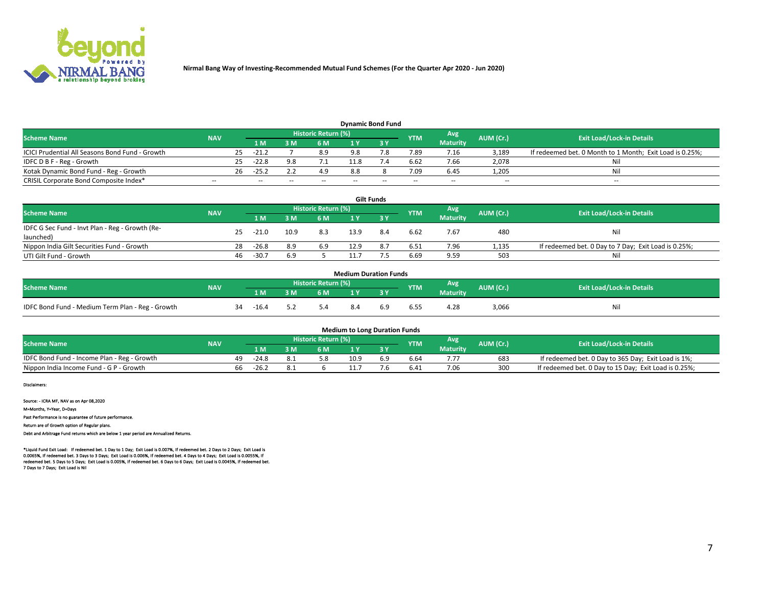Nirmal Bang Way of Investing-Recommended Mutual Fund Schemes (For the Quarter Apr 2020 - Jun 2020)

## Dynamic Bond Fund

| Scheme Name | NAV | Historic Return (%) | | | | | YTM | Avg Maturity | AUM (Cr.) | Exit Load/Lock-in Details |
|---|---|---|---|---|---|---|---|---|---|---|
| | | 1 M | 3 M | 6 M | 1 Y | 3 Y | | | | |
| ICICI Prudential All Seasons Bond Fund - Growth | 25 | -21.2 | 7 | 8.9 | 9.8 | 7.8 | 7.89 | 7.16 | 3,189 | If redeemed bet. 0 Month to 1 Month; Exit Load is 0.25%; |
| IDFC D B F - Reg - Growth | 25 | -22.8 | 9.8 | 7.1 | 11.8 | 7.4 | 6.62 | 7.66 | 2,078 | Nil |
| Kotak Dynamic Bond Fund - Reg - Growth | 26 | -25.2 | 2.2 | 4.9 | 8.8 | 8 | 7.09 | 6.45 | 1,205 | Nil |
| CRISIL Corporate Bond Composite Index* | -- | -- | -- | -- | -- | -- | -- | -- | -- | -- |

## Gilt Funds

| Scheme Name | NAV | Historic Return (%) | | | | | YTM | Avg Maturity | AUM (Cr.) | Exit Load/Lock-in Details |
|---|---|---|---|---|---|---|---|---|---|---|
| | | 1 M | 3 M | 6 M | 1 Y | 3 Y | | | | |
| IDFC G Sec Fund - Invt Plan - Reg - Growth (Re-launched) | 25 | -21.0 | 10.9 | 8.3 | 13.9 | 8.4 | 6.62 | 7.67 | 480 | Nil |
| Nippon India Gilt Securities Fund - Growth | 28 | -26.8 | 8.9 | 6.9 | 12.9 | 8.7 | 6.51 | 7.96 | 1,135 | If redeemed bet. 0 Day to 7 Day; Exit Load is 0.25%; |
| UTI Gilt Fund - Growth | 46 | -30.7 | 6.9 | 5 | 11.7 | 7.5 | 6.69 | 9.59 | 503 | Nil |

## Medium Duration Funds

| Scheme Name | NAV | Historic Return (%) | | | | | YTM | Avg Maturity | AUM (Cr.) | Exit Load/Lock-in Details |
|---|---|---|---|---|---|---|---|---|---|---|
| | | 1 M | 3 M | 6 M | 1 Y | 3 Y | | | | |
| IDFC Bond Fund - Medium Term Plan - Reg - Growth | 34 | -16.4 | 5.2 | 5.4 | 8.4 | 6.9 | 6.55 | 4.28 | 3,066 | Nil |

## Medium to Long Duration Funds

| Scheme Name | NAV | Historic Return (%) | | | | | YTM | Avg Maturity | AUM (Cr.) | Exit Load/Lock-in Details |
|---|---|---|---|---|---|---|---|---|---|---|
| | | 1 M | 3 M | 6 M | 1 Y | 3 Y | | | | |
| IDFC Bond Fund - Income Plan - Reg - Growth | 49 | -24.8 | 8.1 | 5.8 | 10.9 | 6.9 | 6.64 | 7.77 | 683 | If redeemed bet. 0 Day to 365 Day; Exit Load is 1%; |
| Nippon India Income Fund - G P - Growth | 66 | -26.2 | 8.1 | 6 | 11.7 | 7.6 | 6.41 | 7.06 | 300 | If redeemed bet. 0 Day to 15 Day; Exit Load is 0.25%; |

Disclaimers:

Source: - ICRA MF, NAV as on Apr 08,2020

M=Months, Y=Year, D=Days

Past Performance is no guarantee of future performance.

Return are of Growth option of Regular plans.

Debt and Arbitrage Fund returns which are below 1 year period are Annualized Returns.

*Liquid Fund Exit Load: If redeemed bet. 1 Day to 1 Day; Exit Load is 0.007%, If redeemed bet. 2 Days to 2 Days; Exit Load is 0.0065%, If redeemed bet. 3 Days to 3 Days; Exit Load is 0.006%, If redeemed bet. 4 Days to 4 Days; Exit Load is 0.0055%, If redeemed bet. 5 Days to 5 Days; Exit Load is 0.005%, If redeemed bet. 6 Days to 6 Days; Exit Load is 0.0045%, If redeemed bet. 7 Days to 7 Days; Exit Load is Nil